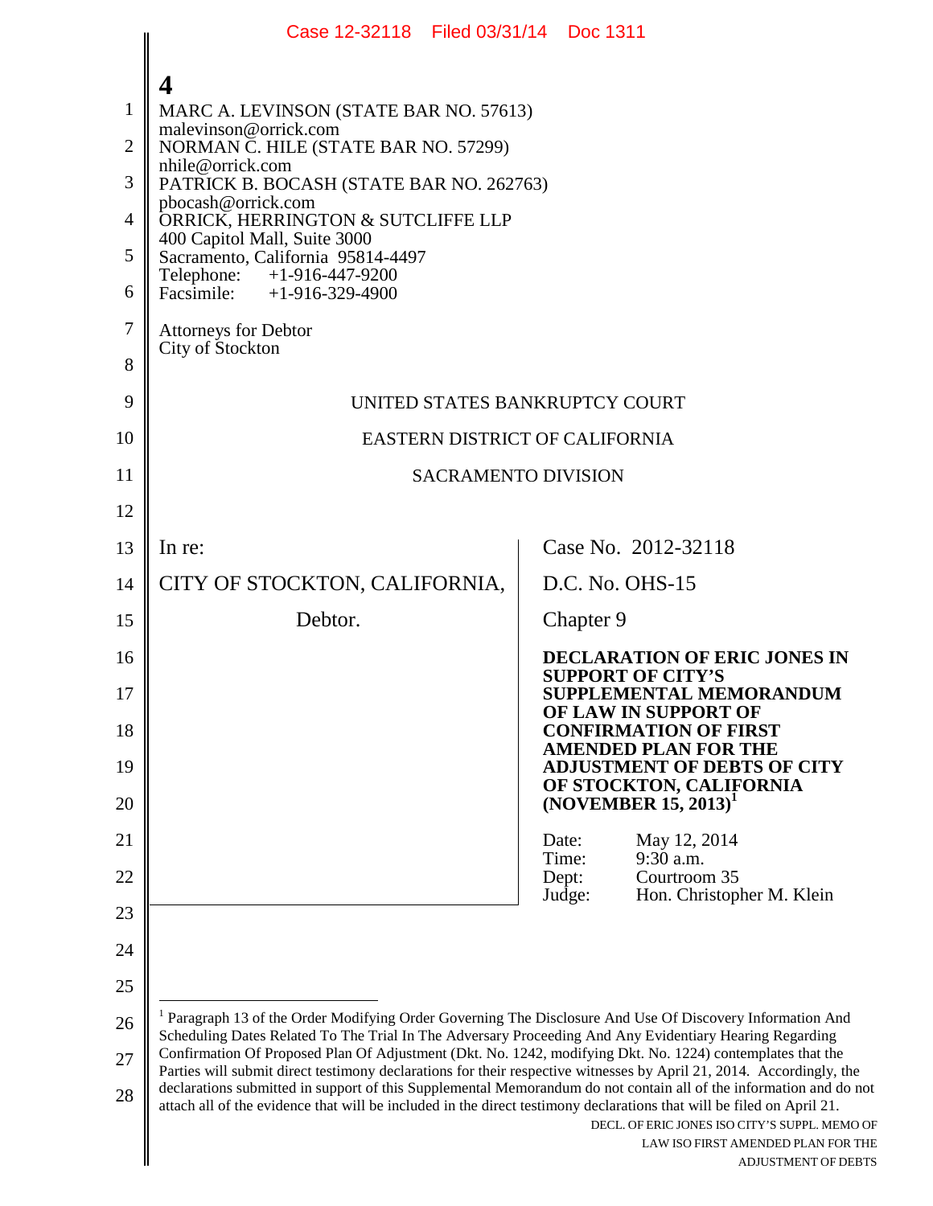**4**

MARC A. LEVINSON (STATE BAR NO. 57613)
malevinson@orrick.com
NORMAN C. HILE (STATE BAR NO. 57299)
nhile@orrick.com
PATRICK B. BOCASH (STATE BAR NO. 262763)
pbocash@orrick.com
ORRICK, HERRINGTON & SUTCLIFFE LLP
400 Capitol Mall, Suite 3000
Sacramento, California 95814-4497
Telephone: +1-916-447-9200
Facsimile: +1-916-329-4900

Attorneys for Debtor
City of Stockton

UNITED STATES BANKRUPTCY COURT

EASTERN DISTRICT OF CALIFORNIA

SACRAMENTO DIVISION

| | |
|---|---|
| In re:<br><br>CITY OF STOCKTON, CALIFORNIA,<br><br>Debtor. | Case No. 2012-32118<br><br>D.C. No. OHS-15<br><br>Chapter 9<br><br>**DECLARATION OF ERIC JONES IN SUPPORT OF CITY'S SUPPLEMENTAL MEMORANDUM OF LAW IN SUPPORT OF CONFIRMATION OF FIRST AMENDED PLAN FOR THE ADJUSTMENT OF DEBTS OF CITY OF STOCKTON, CALIFORNIA (NOVEMBER 15, 2013)**[1]<br><br>Date: May 12, 2014<br>Time: 9:30 a.m.<br>Dept: Courtroom 35<br>Judge: Hon. Christopher M. Klein |

[1] Paragraph 13 of the Order Modifying Order Governing The Disclosure And Use Of Discovery Information And Scheduling Dates Related To The Trial In The Adversary Proceeding And Any Evidentiary Hearing Regarding Confirmation Of Proposed Plan Of Adjustment (Dkt. No. 1242, modifying Dkt. No. 1224) contemplates that the Parties will submit direct testimony declarations for their respective witnesses by April 21, 2014. Accordingly, the declarations submitted in support of this Supplemental Memorandum do not contain all of the information and do not attach all of the evidence that will be included in the direct testimony declarations that will be filed on April 21.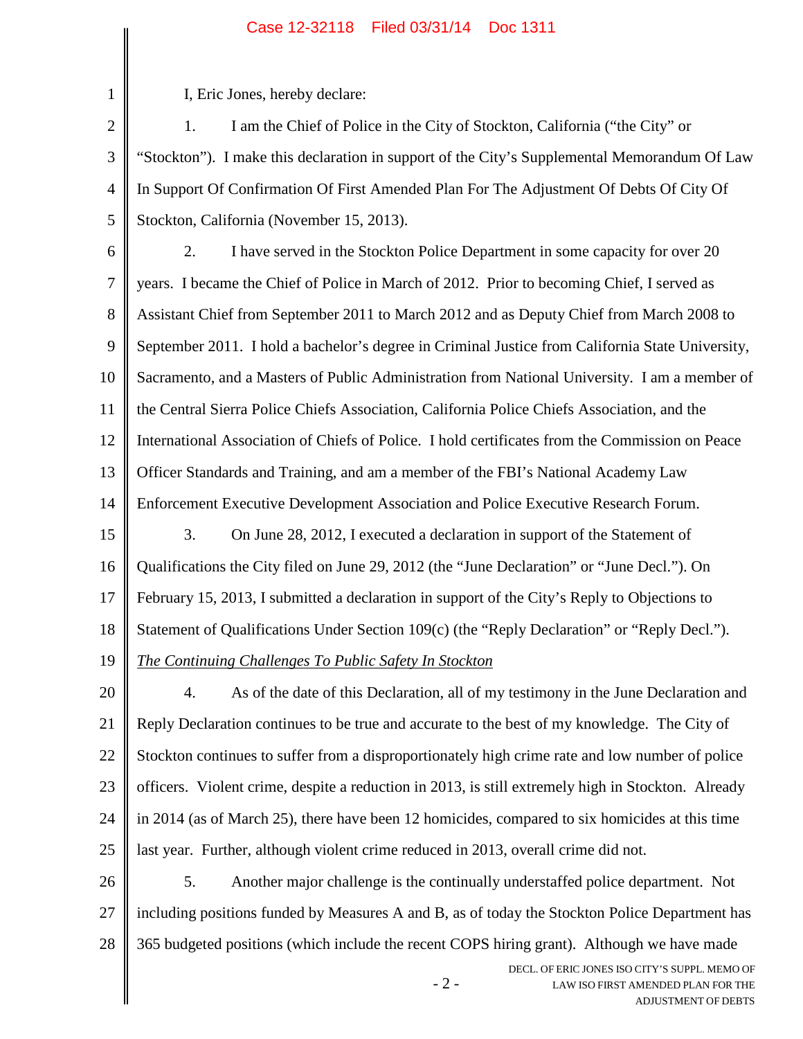I, Eric Jones, hereby declare:

1. I am the Chief of Police in the City of Stockton, California ("the City" or "Stockton"). I make this declaration in support of the City's Supplemental Memorandum Of Law In Support Of Confirmation Of First Amended Plan For The Adjustment Of Debts Of City Of Stockton, California (November 15, 2013).

2. I have served in the Stockton Police Department in some capacity for over 20 years. I became the Chief of Police in March of 2012. Prior to becoming Chief, I served as Assistant Chief from September 2011 to March 2012 and as Deputy Chief from March 2008 to September 2011. I hold a bachelor's degree in Criminal Justice from California State University, Sacramento, and a Masters of Public Administration from National University. I am a member of the Central Sierra Police Chiefs Association, California Police Chiefs Association, and the International Association of Chiefs of Police. I hold certificates from the Commission on Peace Officer Standards and Training, and am a member of the FBI's National Academy Law Enforcement Executive Development Association and Police Executive Research Forum.

3. On June 28, 2012, I executed a declaration in support of the Statement of Qualifications the City filed on June 29, 2012 (the "June Declaration" or "June Decl."). On February 15, 2013, I submitted a declaration in support of the City's Reply to Objections to Statement of Qualifications Under Section 109(c) (the "Reply Declaration" or "Reply Decl.").

*The Continuing Challenges To Public Safety In Stockton*

4. As of the date of this Declaration, all of my testimony in the June Declaration and Reply Declaration continues to be true and accurate to the best of my knowledge. The City of Stockton continues to suffer from a disproportionately high crime rate and low number of police officers. Violent crime, despite a reduction in 2013, is still extremely high in Stockton. Already in 2014 (as of March 25), there have been 12 homicides, compared to six homicides at this time last year. Further, although violent crime reduced in 2013, overall crime did not.

5. Another major challenge is the continually understaffed police department. Not including positions funded by Measures A and B, as of today the Stockton Police Department has 365 budgeted positions (which include the recent COPS hiring grant). Although we have made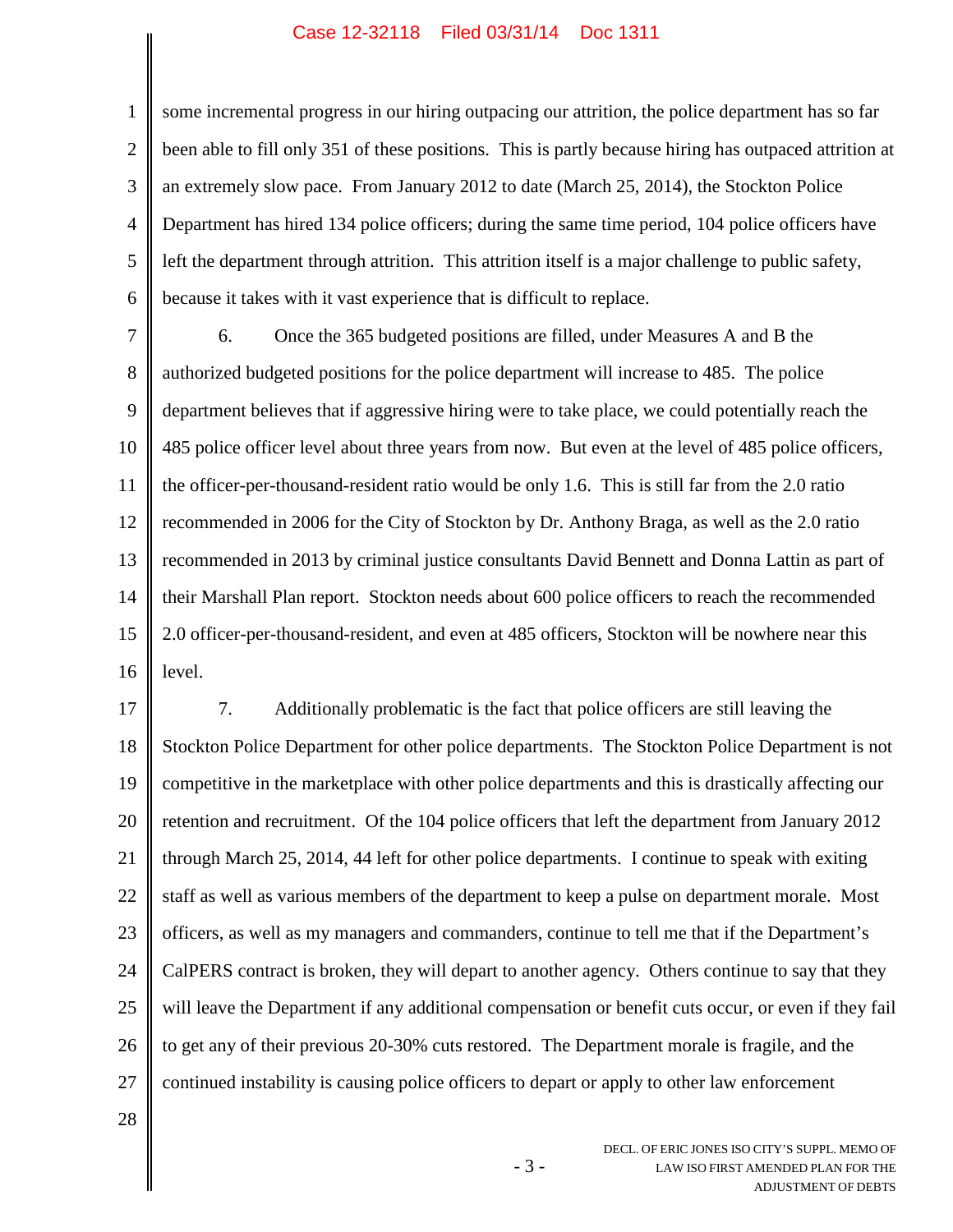some incremental progress in our hiring outpacing our attrition, the police department has so far been able to fill only 351 of these positions. This is partly because hiring has outpaced attrition at an extremely slow pace. From January 2012 to date (March 25, 2014), the Stockton Police Department has hired 134 police officers; during the same time period, 104 police officers have left the department through attrition. This attrition itself is a major challenge to public safety, because it takes with it vast experience that is difficult to replace.

6. Once the 365 budgeted positions are filled, under Measures A and B the authorized budgeted positions for the police department will increase to 485. The police department believes that if aggressive hiring were to take place, we could potentially reach the 485 police officer level about three years from now. But even at the level of 485 police officers, the officer-per-thousand-resident ratio would be only 1.6. This is still far from the 2.0 ratio recommended in 2006 for the City of Stockton by Dr. Anthony Braga, as well as the 2.0 ratio recommended in 2013 by criminal justice consultants David Bennett and Donna Lattin as part of their Marshall Plan report. Stockton needs about 600 police officers to reach the recommended 2.0 officer-per-thousand-resident, and even at 485 officers, Stockton will be nowhere near this level.

7. Additionally problematic is the fact that police officers are still leaving the Stockton Police Department for other police departments. The Stockton Police Department is not competitive in the marketplace with other police departments and this is drastically affecting our retention and recruitment. Of the 104 police officers that left the department from January 2012 through March 25, 2014, 44 left for other police departments. I continue to speak with exiting staff as well as various members of the department to keep a pulse on department morale. Most officers, as well as my managers and commanders, continue to tell me that if the Department's CalPERS contract is broken, they will depart to another agency. Others continue to say that they will leave the Department if any additional compensation or benefit cuts occur, or even if they fail to get any of their previous 20-30% cuts restored. The Department morale is fragile, and the continued instability is causing police officers to depart or apply to other law enforcement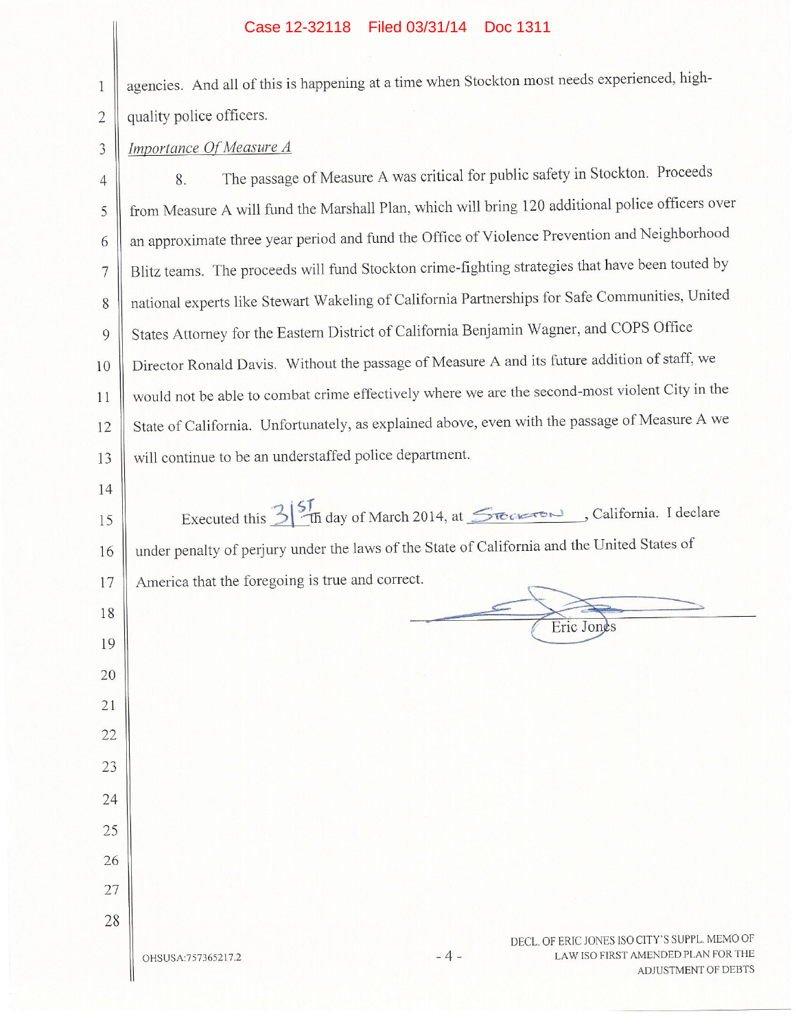agencies. And all of this is happening at a time when Stockton most needs experienced, high-quality police officers.

*Importance Of Measure A*

8. The passage of Measure A was critical for public safety in Stockton. Proceeds from Measure A will fund the Marshall Plan, which will bring 120 additional police officers over an approximate three year period and fund the Office of Violence Prevention and Neighborhood Blitz teams. The proceeds will fund Stockton crime-fighting strategies that have been touted by national experts like Stewart Wakeling of California Partnerships for Safe Communities, United States Attorney for the Eastern District of California Benjamin Wagner, and COPS Office Director Ronald Davis. Without the passage of Measure A and its future addition of staff, we would not be able to combat crime effectively where we are the second-most violent City in the State of California. Unfortunately, as explained above, even with the passage of Measure A we will continue to be an understaffed police department.

Executed this 31st day of March 2014, at Stockton, California. I declare under penalty of perjury under the laws of the State of California and the United States of America that the foregoing is true and correct.

Eric Jones

OHSUSA:757365217.2

DECL. OF ERIC JONES ISO CITY'S SUPPL. MEMO OF LAW ISO FIRST AMENDED PLAN FOR THE ADJUSTMENT OF DEBTS